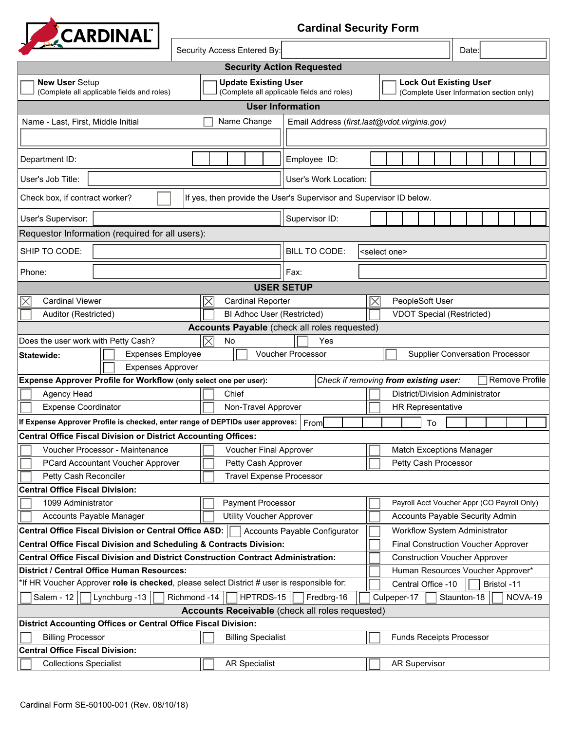# Cardinal Security Form

Security Access Entered By: | Date:

## Security Action Requested

| ☐ **New User** Setup (Complete all applicable fields and roles) | ☐ **Update Existing User** (Complete all applicable fields and roles) | ☐ **Lock Out Existing User** (Complete User Information section only) |
|---|---|---|

## User Information

| | |
|---|---|
| Name - Last, First, Middle Initial ☐ Name Change | Email Address (*first.last@vdot.virginia.gov*) |
| Department ID: | Employee ID: |
| User's Job Title: | User's Work Location: |
| Check box, if contract worker? ☐ | If yes, then provide the User's Supervisor and Supervisor ID below. |
| User's Supervisor: | Supervisor ID: |

Requestor Information (required for all users):

| | |
|---|---|
| SHIP TO CODE: | BILL TO CODE: <select one> |
| Phone: | Fax: |

## USER SETUP

| | | |
|---|---|---|
| ☒ Cardinal Viewer | ☒ Cardinal Reporter | ☒ PeopleSoft User |
| ☐ Auditor (Restricted) | ☐ BI Adhoc User (Restricted) | ☐ VDOT Special (Restricted) |

## Accounts Payable (check all roles requested)

Does the user work with Petty Cash? ☒ No ☐ Yes

**Statewide:** ☐ Expenses Employee ☐ Voucher Processor ☐ Supplier Conversation Processor ☐ Expenses Approver

**Expense Approver Profile for Workflow (only select one per user):** *Check if removing from existing user:* ☐ Remove Profile

| | | |
|---|---|---|
| ☐ Agency Head | ☐ Chief | ☐ District/Division Administrator |
| ☐ Expense Coordinator | ☐ Non-Travel Approver | ☐ HR Representative |

**If Expense Approver Profile is checked, enter range of DEPTIDs user approves:** From ______ To ______

**Central Office Fiscal Division or District Accounting Offices:**

| | | |
|---|---|---|
| ☐ Voucher Processor - Maintenance | ☐ Voucher Final Approver | ☐ Match Exceptions Manager |
| ☐ PCard Accountant Voucher Approver | ☐ Petty Cash Approver | ☐ Petty Cash Processor |
| ☐ Petty Cash Reconciler | ☐ Travel Expense Processor | |

**Central Office Fiscal Division:**

| | | |
|---|---|---|
| ☐ 1099 Administrator | ☐ Payment Processor | ☐ Payroll Acct Voucher Appr (CO Payroll Only) |
| ☐ Accounts Payable Manager | ☐ Utility Voucher Approver | ☐ Accounts Payable Security Admin |

**Central Office Fiscal Division or Central Office ASD:** ☐ Accounts Payable Configurator ☐ Workflow System Administrator

**Central Office Fiscal Division and Scheduling & Contracts Division:** ☐ Final Construction Voucher Approver

**Central Office Fiscal Division and District Construction Contract Administration:** ☐ Construction Voucher Approver

**District / Central Office Human Resources:** ☐ Human Resources Voucher Approver*

*If HR Voucher Approver **role is checked**, please select District # user is responsible for: ☐ Central Office -10 ☐ Bristol -11

☐ Salem - 12 ☐ Lynchburg -13 ☐ Richmond -14 ☐ HPTRDS-15 ☐ Fredbrg-16 ☐ Culpeper-17 ☐ Staunton-18 ☐ NOVA-19

## Accounts Receivable (check all roles requested)

**District Accounting Offices or Central Office Fiscal Division:**

| | | |
|---|---|---|
| ☐ Billing Processor | ☐ Billing Specialist | ☐ Funds Receipts Processor |

**Central Office Fiscal Division:**

| | | |
|---|---|---|
| ☐ Collections Specialist | ☐ AR Specialist | ☐ AR Supervisor |

Cardinal Form SE-50100-001 (Rev. 08/10/18)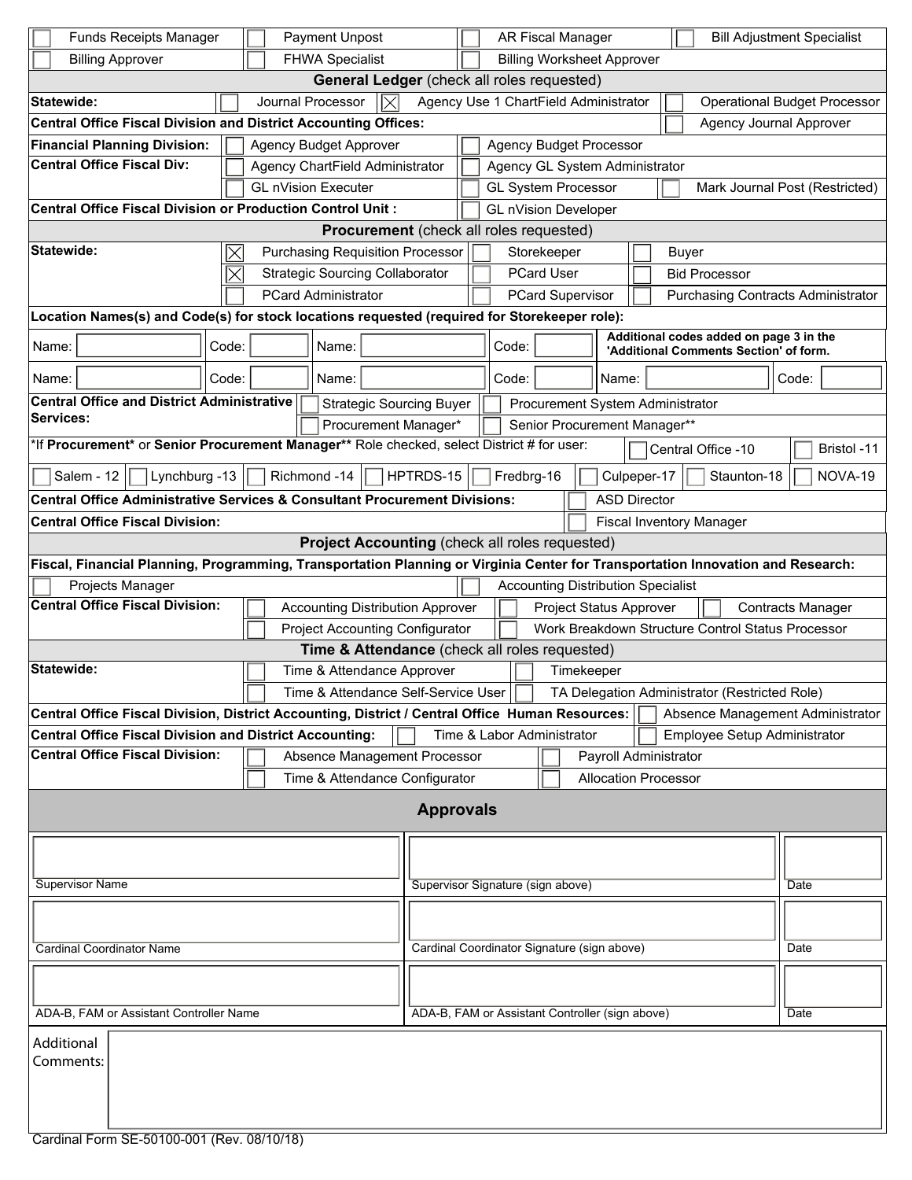| | | | |
|---|---|---|---|
| ☐ Funds Receipts Manager | ☐ Payment Unpost | ☐ AR Fiscal Manager | ☐ Bill Adjustment Specialist |
| ☐ Billing Approver | ☐ FHWA Specialist | ☐ Billing Worksheet Approver | |

## General Ledger (check all roles requested)

**Statewide:** ☐ Journal Processor ☒ Agency Use 1 ChartField Administrator ☐ Operational Budget Processor

**Central Office Fiscal Division and District Accounting Offices:** ☐ Agency Journal Approver

**Financial Planning Division:** ☐ Agency Budget Approver ☐ Agency Budget Processor

**Central Office Fiscal Div:** ☐ Agency ChartField Administrator ☐ Agency GL System Administrator ☐ GL nVision Executer ☐ GL System Processor ☐ Mark Journal Post (Restricted)

**Central Office Fiscal Division or Production Control Unit :** ☐ GL nVision Developer

## Procurement (check all roles requested)

**Statewide:** ☒ Purchasing Requisition Processor ☐ Storekeeper ☐ Buyer ☒ Strategic Sourcing Collaborator ☐ PCard User ☐ Bid Processor ☐ PCard Administrator ☐ PCard Supervisor ☐ Purchasing Contracts Administrator

**Location Names(s) and Code(s) for stock locations requested (required for Storekeeper role):**

| Name: | Code: | Name: | Code: | Name: | Code: |
|---|---|---|---|---|---|
| | | | | **Additional codes added on page 3 in the 'Additional Comments Section' of form.** | |
| | | | | | |

**Central Office and District Administrative Services:** ☐ Strategic Sourcing Buyer ☐ Procurement System Administrator ☐ Procurement Manager* ☐ Senior Procurement Manager**

*If **Procurement*** or **Senior Procurement Manager**** Role checked, select District # for user: ☐ Central Office -10 ☐ Bristol -11 ☐ Salem - 12 ☐ Lynchburg -13 ☐ Richmond -14 ☐ HPTRDS-15 ☐ Fredbrg-16 ☐ Culpeper-17 ☐ Staunton-18 ☐ NOVA-19

**Central Office Administrative Services & Consultant Procurement Divisions:** ☐ ASD Director

**Central Office Fiscal Division:** ☐ Fiscal Inventory Manager

## Project Accounting (check all roles requested)

**Fiscal, Financial Planning, Programming, Transportation Planning or Virginia Center for Transportation Innovation and Research:** ☐ Projects Manager ☐ Accounting Distribution Specialist

**Central Office Fiscal Division:** ☐ Accounting Distribution Approver ☐ Project Status Approver ☐ Contracts Manager ☐ Project Accounting Configurator ☐ Work Breakdown Structure Control Status Processor

## Time & Attendance (check all roles requested)

**Statewide:** ☐ Time & Attendance Approver ☐ Timekeeper ☐ Time & Attendance Self-Service User ☐ TA Delegation Administrator (Restricted Role)

**Central Office Fiscal Division, District Accounting, District / Central Office Human Resources:** ☐ Absence Management Administrator

**Central Office Fiscal Division and District Accounting:** ☐ Time & Labor Administrator ☐ Employee Setup Administrator

**Central Office Fiscal Division:** ☐ Absence Management Processor ☐ Payroll Administrator ☐ Time & Attendance Configurator ☐ Allocation Processor

## Approvals

| | | |
|---|---|---|
| Supervisor Name | Supervisor Signature (sign above) | Date |
| Cardinal Coordinator Name | Cardinal Coordinator Signature (sign above) | Date |
| ADA-B, FAM or Assistant Controller Name | ADA-B, FAM or Assistant Controller (sign above) | Date |

Additional Comments:

Cardinal Form SE-50100-001 (Rev. 08/10/18)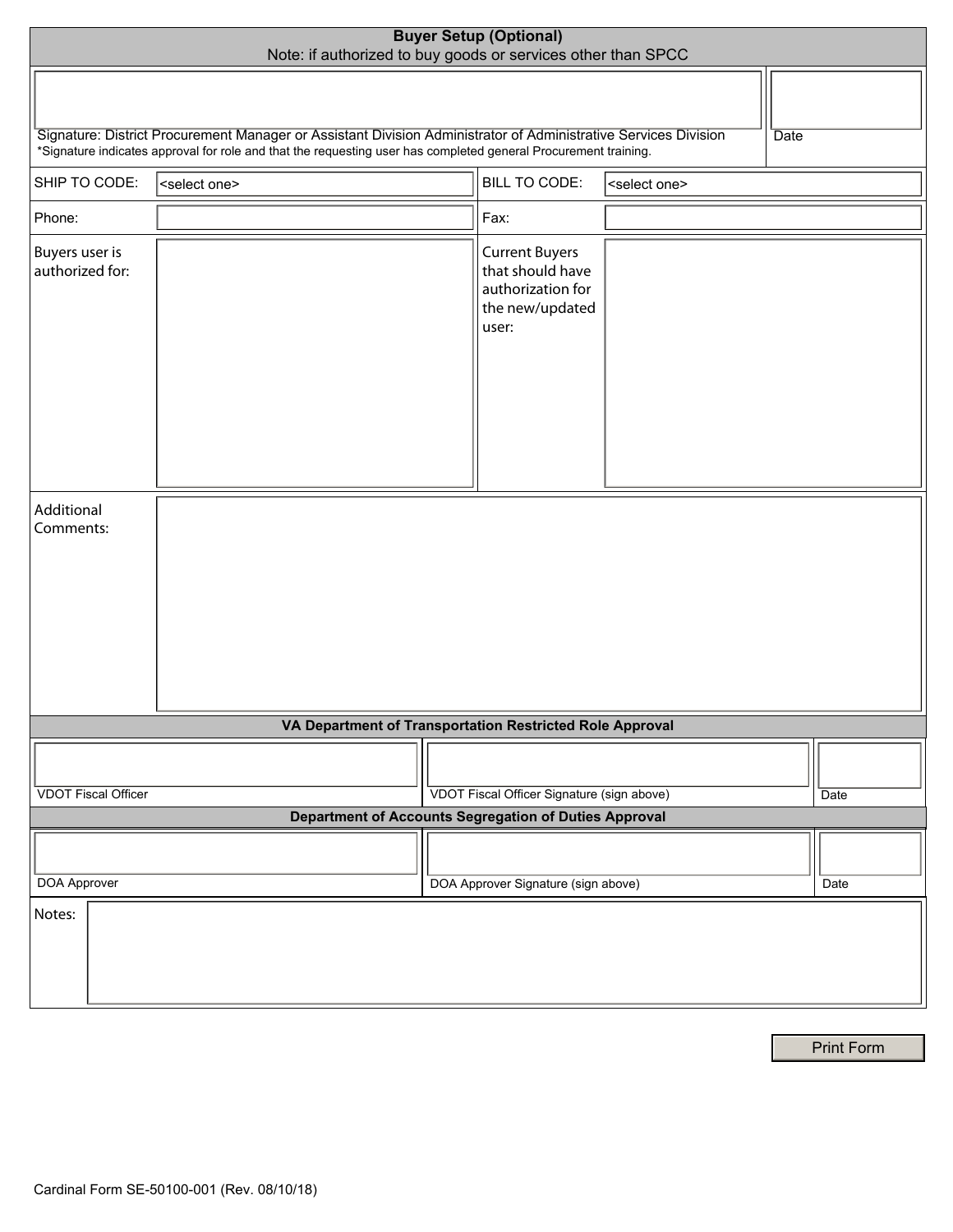## Buyer Setup (Optional)

Note: if authorized to buy goods or services other than SPCC

| | |
|---|---|
| Signature: District Procurement Manager or Assistant Division Administrator of Administrative Services Division<br>*Signature indicates approval for role and that the requesting user has completed general Procurement training. | Date |

| | | | |
|---|---|---|---|
| SHIP TO CODE: | <select one> | BILL TO CODE: | <select one> |
| Phone: | | Fax: | |
| Buyers user is authorized for: | | Current Buyers that should have authorization for the new/updated user: | |

Additional Comments:

## VA Department of Transportation Restricted Role Approval

| | | |
|---|---|---|
| VDOT Fiscal Officer | VDOT Fiscal Officer Signature (sign above) | Date |

## Department of Accounts Segregation of Duties Approval

| | | |
|---|---|---|
| DOA Approver | DOA Approver Signature (sign above) | Date |

Notes:

Print Form

Cardinal Form SE-50100-001 (Rev. 08/10/18)